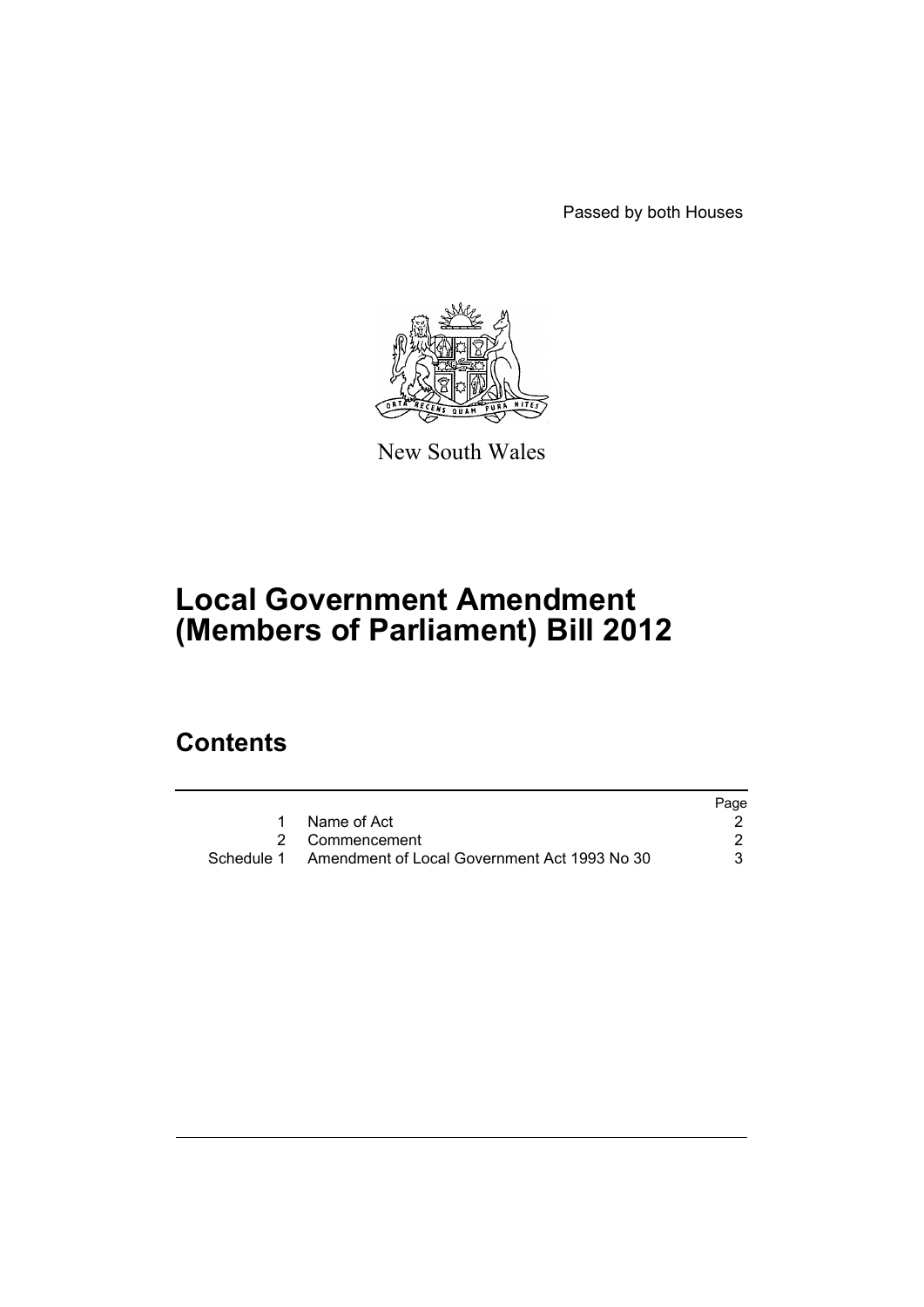Passed by both Houses

New South Wales

# Local Government Amendment (Members of Parliament) Bill 2012

## Contents

| | | Page |
|---|---|---|
| 1 | Name of Act | 2 |
| 2 | Commencement | 2 |
| Schedule 1 | Amendment of Local Government Act 1993 No 30 | 3 |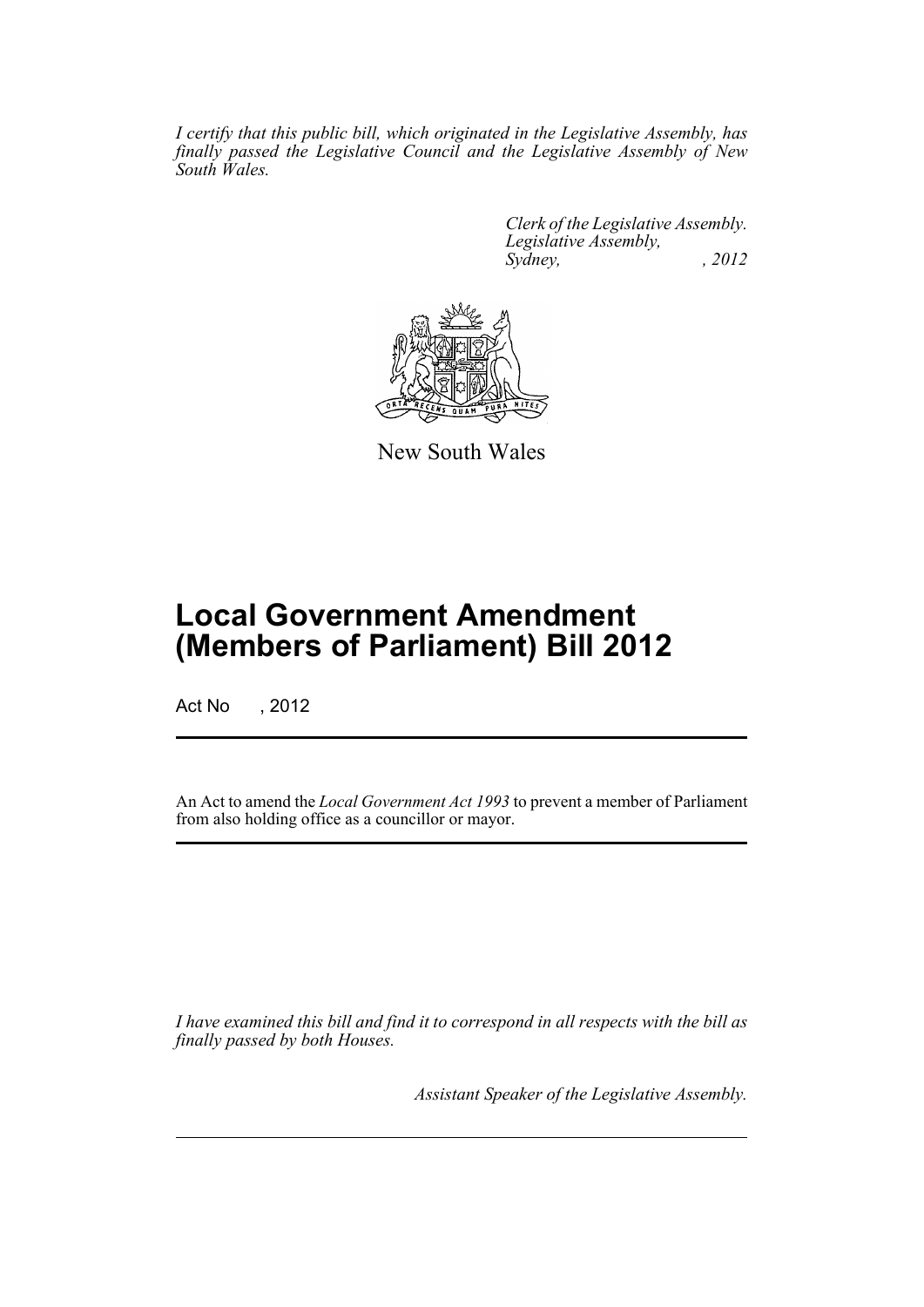*I certify that this public bill, which originated in the Legislative Assembly, has finally passed the Legislative Council and the Legislative Assembly of New South Wales.*

*Clerk of the Legislative Assembly.*
*Legislative Assembly,*
*Sydney, , 2012*

New South Wales

# Local Government Amendment (Members of Parliament) Bill 2012

Act No , 2012

An Act to amend the *Local Government Act 1993* to prevent a member of Parliament from also holding office as a councillor or mayor.

*I have examined this bill and find it to correspond in all respects with the bill as finally passed by both Houses.*

*Assistant Speaker of the Legislative Assembly.*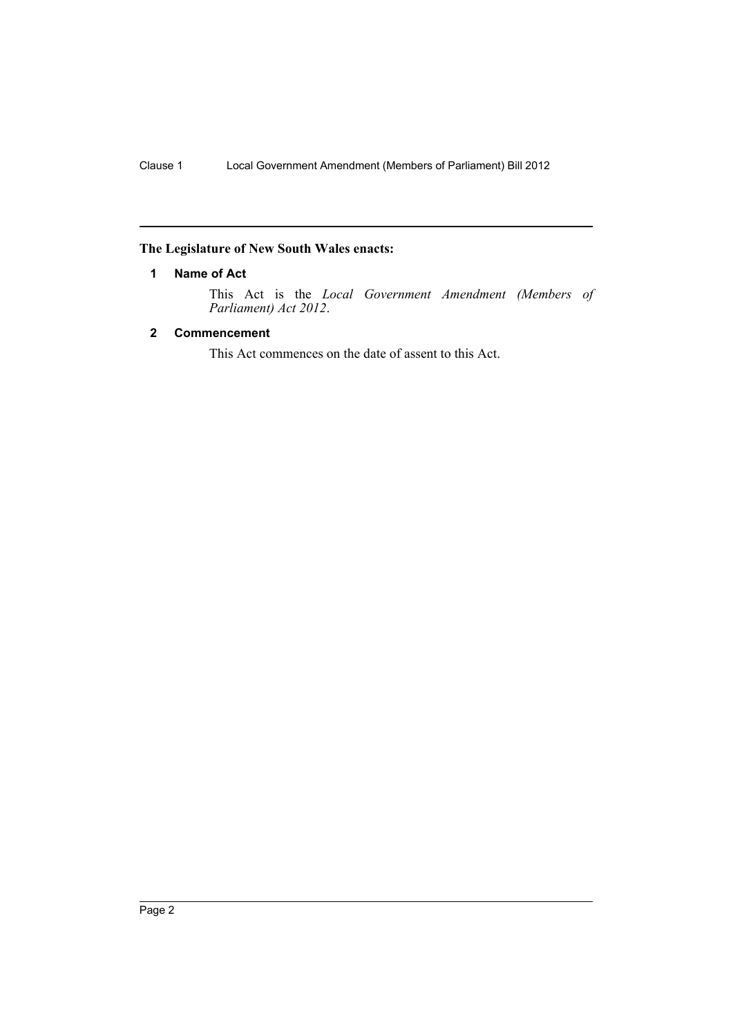## The Legislature of New South Wales enacts:

### 1 Name of Act

This Act is the *Local Government Amendment (Members of Parliament) Act 2012*.

### 2 Commencement

This Act commences on the date of assent to this Act.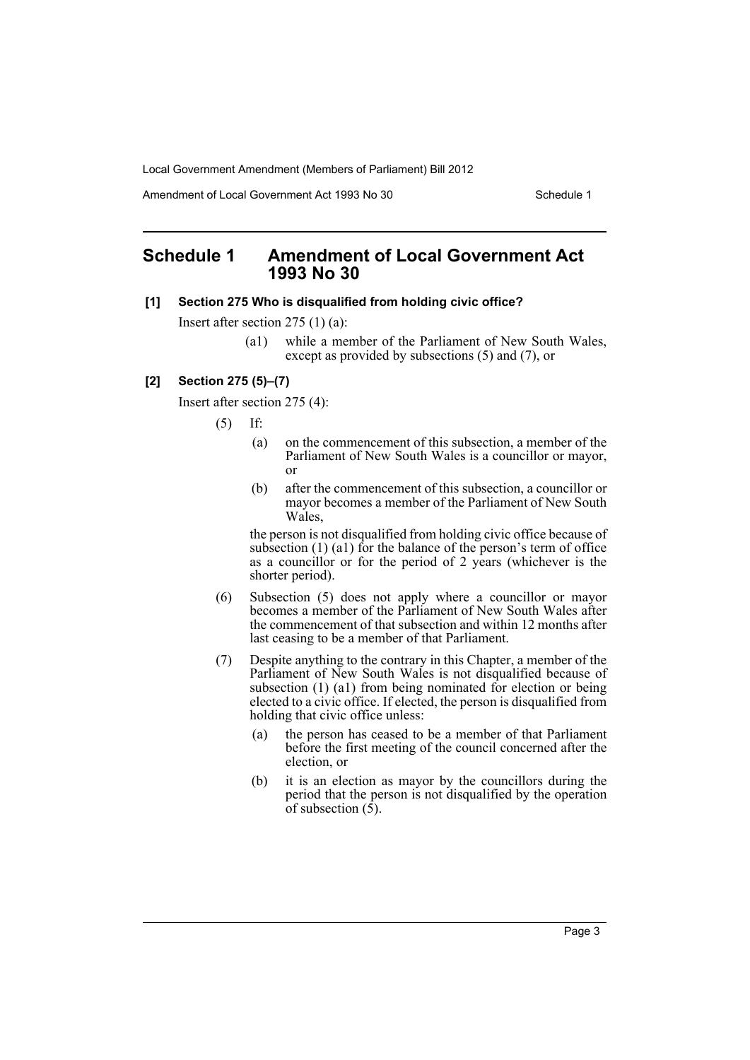# Schedule 1 Amendment of Local Government Act 1993 No 30

**[1] Section 275 Who is disqualified from holding civic office?**

Insert after section 275 (1) (a):

> (a1) while a member of the Parliament of New South Wales, except as provided by subsections (5) and (7), or

**[2] Section 275 (5)–(7)**

Insert after section 275 (4):

> (5) If:
>
> (a) on the commencement of this subsection, a member of the Parliament of New South Wales is a councillor or mayor, or
>
> (b) after the commencement of this subsection, a councillor or mayor becomes a member of the Parliament of New South Wales,
>
> the person is not disqualified from holding civic office because of subsection (1) (a1) for the balance of the person's term of office as a councillor or for the period of 2 years (whichever is the shorter period).
>
> (6) Subsection (5) does not apply where a councillor or mayor becomes a member of the Parliament of New South Wales after the commencement of that subsection and within 12 months after last ceasing to be a member of that Parliament.
>
> (7) Despite anything to the contrary in this Chapter, a member of the Parliament of New South Wales is not disqualified because of subsection (1) (a1) from being nominated for election or being elected to a civic office. If elected, the person is disqualified from holding that civic office unless:
>
> (a) the person has ceased to be a member of that Parliament before the first meeting of the council concerned after the election, or
>
> (b) it is an election as mayor by the councillors during the period that the person is not disqualified by the operation of subsection (5).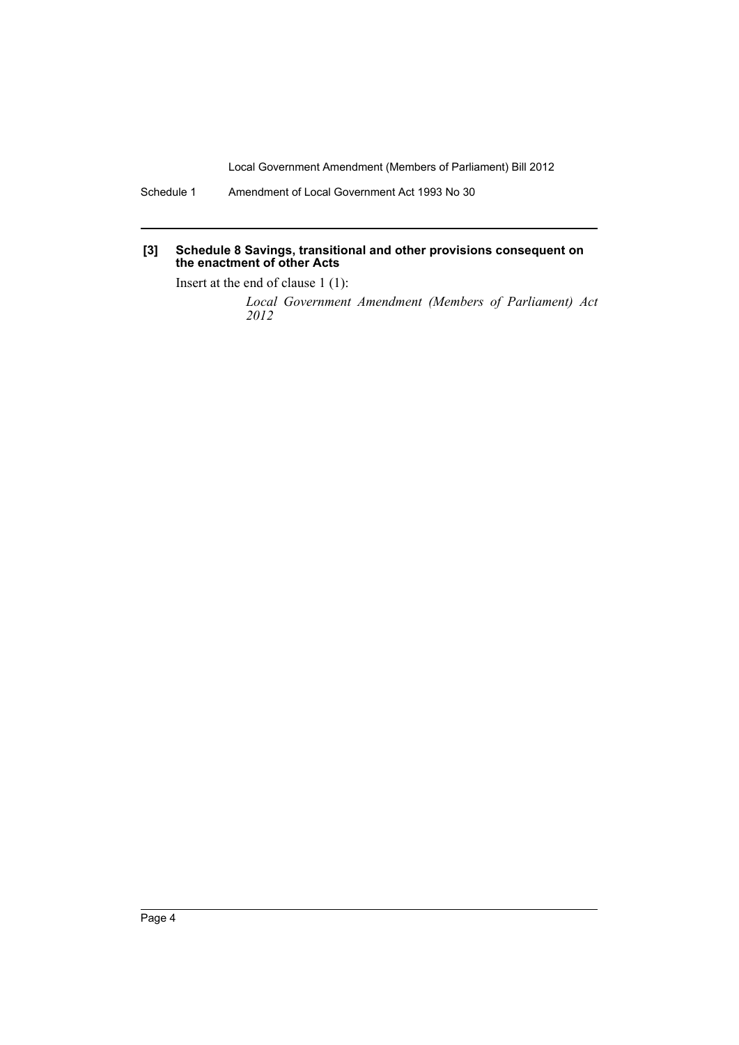**[3] Schedule 8 Savings, transitional and other provisions consequent on the enactment of other Acts**

Insert at the end of clause 1 (1):

*Local Government Amendment (Members of Parliament) Act 2012*